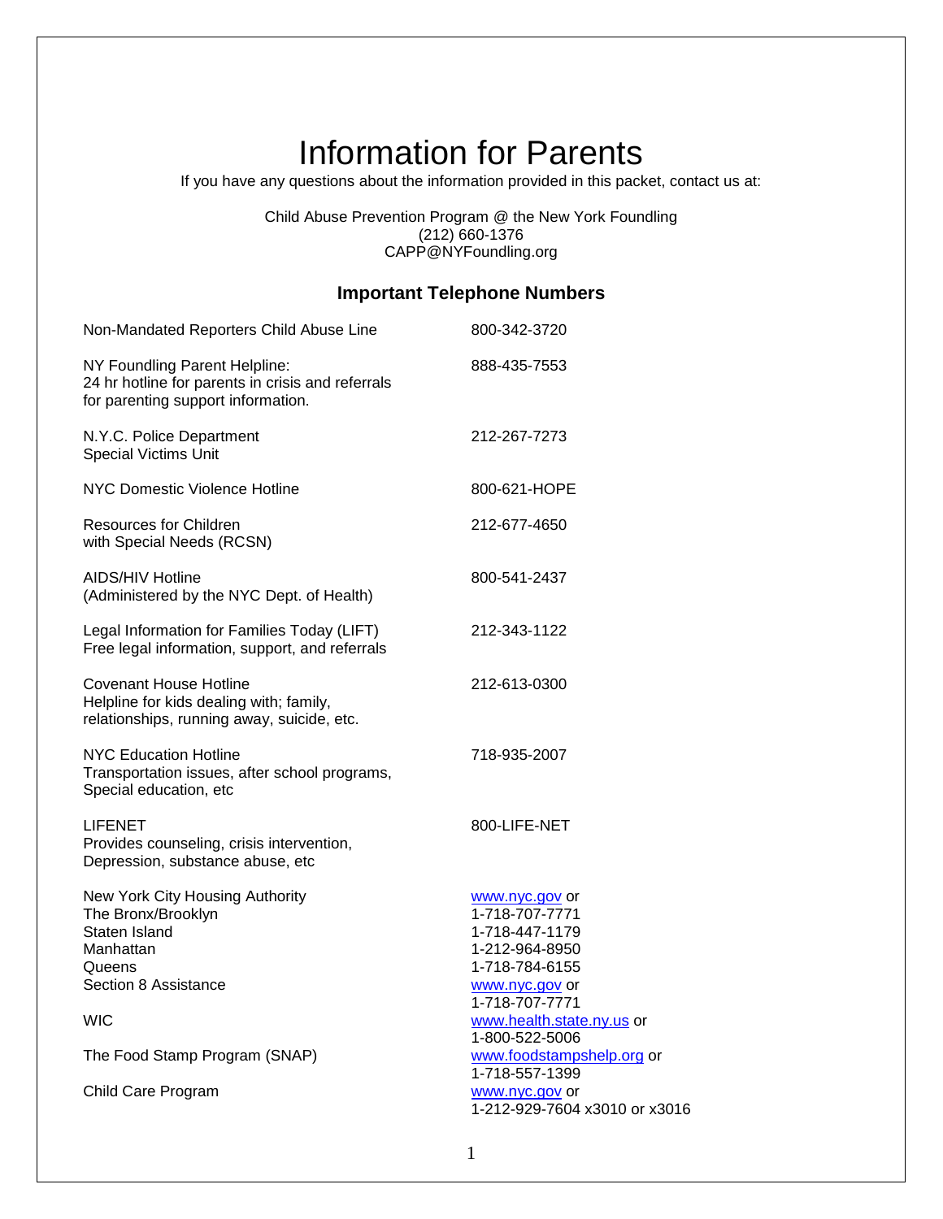# Information for Parents

If you have any questions about the information provided in this packet, contact us at:

Child Abuse Prevention Program @ the New York Foundling
(212) 660-1376
CAPP@NYFoundling.org

## Important Telephone Numbers

| | |
|---|---|
| Non-Mandated Reporters Child Abuse Line | 800-342-3720 |
| NY Foundling Parent Helpline:<br>24 hr hotline for parents in crisis and referrals for parenting support information. | 888-435-7553 |
| N.Y.C. Police Department<br>Special Victims Unit | 212-267-7273 |
| NYC Domestic Violence Hotline | 800-621-HOPE |
| Resources for Children with Special Needs (RCSN) | 212-677-4650 |
| AIDS/HIV Hotline<br>(Administered by the NYC Dept. of Health) | 800-541-2437 |
| Legal Information for Families Today (LIFT)<br>Free legal information, support, and referrals | 212-343-1122 |
| Covenant House Hotline<br>Helpline for kids dealing with; family, relationships, running away, suicide, etc. | 212-613-0300 |
| NYC Education Hotline<br>Transportation issues, after school programs, Special education, etc | 718-935-2007 |
| LIFENET<br>Provides counseling, crisis intervention, Depression, substance abuse, etc | 800-LIFE-NET |
| New York City Housing Authority | www.nyc.gov or |
| The Bronx/Brooklyn | 1-718-707-7771 |
| Staten Island | 1-718-447-1179 |
| Manhattan | 1-212-964-8950 |
| Queens | 1-718-784-6155 |
| Section 8 Assistance | www.nyc.gov or<br>1-718-707-7771 |
| WIC | www.health.state.ny.us or<br>1-800-522-5006 |
| The Food Stamp Program (SNAP) | www.foodstampshelp.org or<br>1-718-557-1399 |
| Child Care Program | www.nyc.gov or<br>1-212-929-7604 x3010 or x3016 |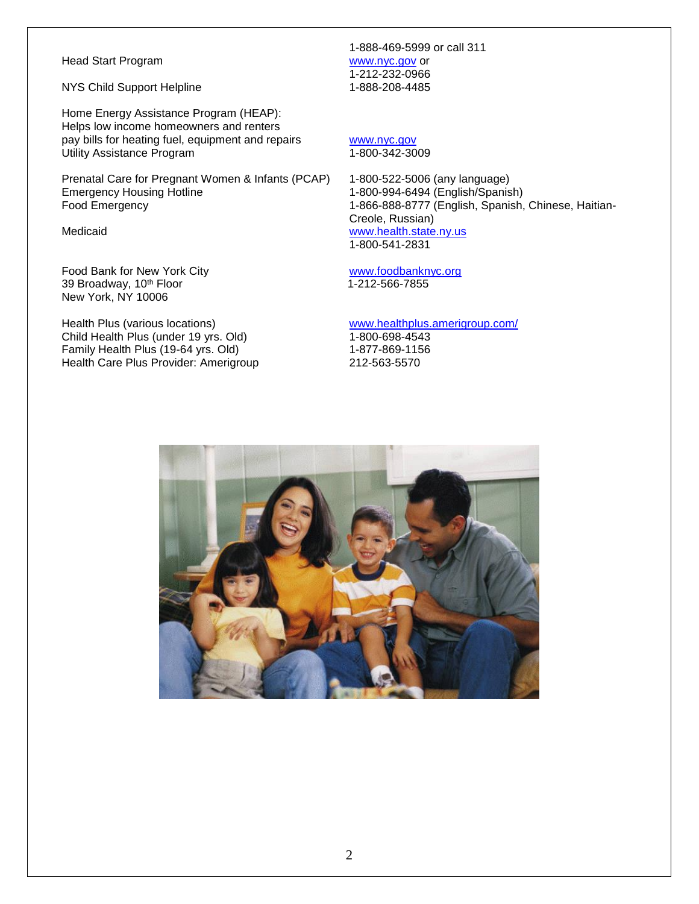| | |
|---|---|
| Head Start Program | 1-888-469-5999 or call 311<br>www.nyc.gov or<br>1-212-232-0966 |
| NYS Child Support Helpline | 1-888-208-4485 |
| Home Energy Assistance Program (HEAP): Helps low income homeowners and renters pay bills for heating fuel, equipment and repairs | www.nyc.gov |
| Utility Assistance Program | 1-800-342-3009 |
| Prenatal Care for Pregnant Women & Infants (PCAP) | 1-800-522-5006 (any language) |
| Emergency Housing Hotline | 1-800-994-6494 (English/Spanish) |
| Food Emergency | 1-866-888-8777 (English, Spanish, Chinese, Haitian-Creole, Russian) |
| Medicaid | www.health.state.ny.us<br>1-800-541-2831 |
| Food Bank for New York City<br>39 Broadway, 10th Floor<br>New York, NY 10006 | www.foodbanknyc.org<br>1-212-566-7855 |
| Health Plus (various locations) | www.healthplus.amerigroup.com/ |
| Child Health Plus (under 19 yrs. Old) | 1-800-698-4543 |
| Family Health Plus (19-64 yrs. Old) | 1-877-869-1156 |
| Health Care Plus Provider: Amerigroup | 212-563-5570 |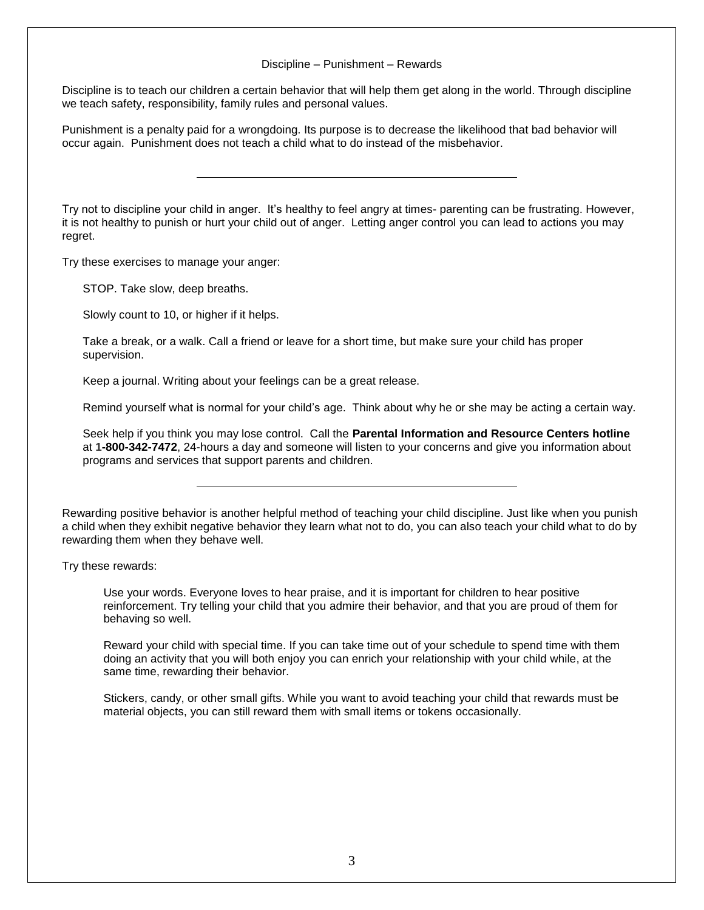## Discipline – Punishment – Rewards

Discipline is to teach our children a certain behavior that will help them get along in the world. Through discipline we teach safety, responsibility, family rules and personal values.

Punishment is a penalty paid for a wrongdoing. Its purpose is to decrease the likelihood that bad behavior will occur again. Punishment does not teach a child what to do instead of the misbehavior.

---

Try not to discipline your child in anger. It's healthy to feel angry at times- parenting can be frustrating. However, it is not healthy to punish or hurt your child out of anger. Letting anger control you can lead to actions you may regret.

Try these exercises to manage your anger:

STOP. Take slow, deep breaths.

Slowly count to 10, or higher if it helps.

Take a break, or a walk. Call a friend or leave for a short time, but make sure your child has proper supervision.

Keep a journal. Writing about your feelings can be a great release.

Remind yourself what is normal for your child's age. Think about why he or she may be acting a certain way.

Seek help if you think you may lose control. Call the **Parental Information and Resource Centers hotline** at **1-800-342-7472**, 24-hours a day and someone will listen to your concerns and give you information about programs and services that support parents and children.

---

Rewarding positive behavior is another helpful method of teaching your child discipline. Just like when you punish a child when they exhibit negative behavior they learn what not to do, you can also teach your child what to do by rewarding them when they behave well.

Try these rewards:

Use your words. Everyone loves to hear praise, and it is important for children to hear positive reinforcement. Try telling your child that you admire their behavior, and that you are proud of them for behaving so well.

Reward your child with special time. If you can take time out of your schedule to spend time with them doing an activity that you will both enjoy you can enrich your relationship with your child while, at the same time, rewarding their behavior.

Stickers, candy, or other small gifts. While you want to avoid teaching your child that rewards must be material objects, you can still reward them with small items or tokens occasionally.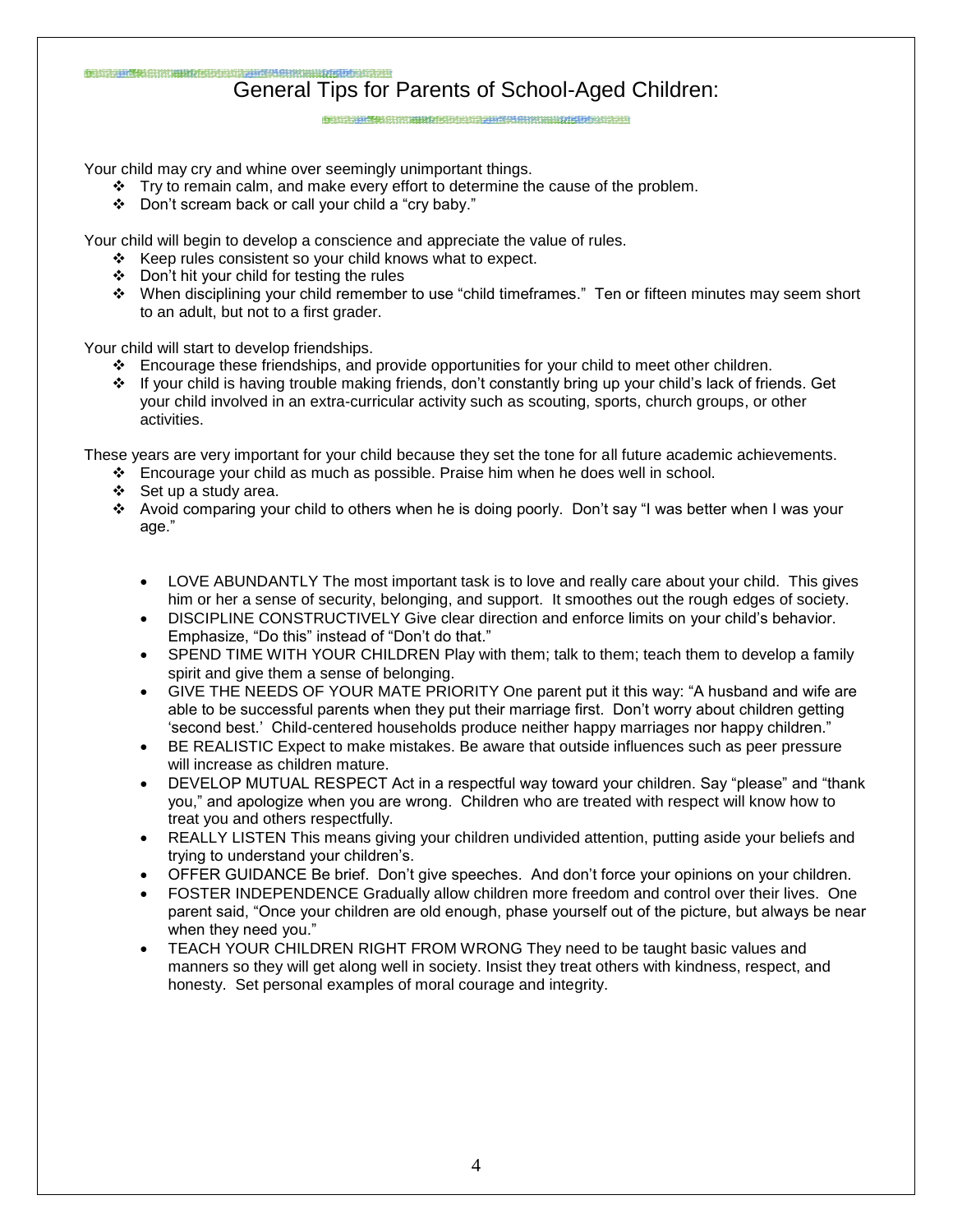## General Tips for Parents of School-Aged Children:

Your child may cry and whine over seemingly unimportant things.

- Try to remain calm, and make every effort to determine the cause of the problem.
- Don't scream back or call your child a "cry baby."

Your child will begin to develop a conscience and appreciate the value of rules.

- Keep rules consistent so your child knows what to expect.
- Don't hit your child for testing the rules
- When disciplining your child remember to use "child timeframes." Ten or fifteen minutes may seem short to an adult, but not to a first grader.

Your child will start to develop friendships.

- Encourage these friendships, and provide opportunities for your child to meet other children.
- If your child is having trouble making friends, don't constantly bring up your child's lack of friends. Get your child involved in an extra-curricular activity such as scouting, sports, church groups, or other activities.

These years are very important for your child because they set the tone for all future academic achievements.

- Encourage your child as much as possible. Praise him when he does well in school.
- Set up a study area.
- Avoid comparing your child to others when he is doing poorly. Don't say "I was better when I was your age."

- LOVE ABUNDANTLY The most important task is to love and really care about your child. This gives him or her a sense of security, belonging, and support. It smoothes out the rough edges of society.
- DISCIPLINE CONSTRUCTIVELY Give clear direction and enforce limits on your child's behavior. Emphasize, "Do this" instead of "Don't do that."
- SPEND TIME WITH YOUR CHILDREN Play with them; talk to them; teach them to develop a family spirit and give them a sense of belonging.
- GIVE THE NEEDS OF YOUR MATE PRIORITY One parent put it this way: "A husband and wife are able to be successful parents when they put their marriage first. Don't worry about children getting 'second best.' Child-centered households produce neither happy marriages nor happy children."
- BE REALISTIC Expect to make mistakes. Be aware that outside influences such as peer pressure will increase as children mature.
- DEVELOP MUTUAL RESPECT Act in a respectful way toward your children. Say "please" and "thank you," and apologize when you are wrong. Children who are treated with respect will know how to treat you and others respectfully.
- REALLY LISTEN This means giving your children undivided attention, putting aside your beliefs and trying to understand your children's.
- OFFER GUIDANCE Be brief. Don't give speeches. And don't force your opinions on your children.
- FOSTER INDEPENDENCE Gradually allow children more freedom and control over their lives. One parent said, "Once your children are old enough, phase yourself out of the picture, but always be near when they need you."
- TEACH YOUR CHILDREN RIGHT FROM WRONG They need to be taught basic values and manners so they will get along well in society. Insist they treat others with kindness, respect, and honesty. Set personal examples of moral courage and integrity.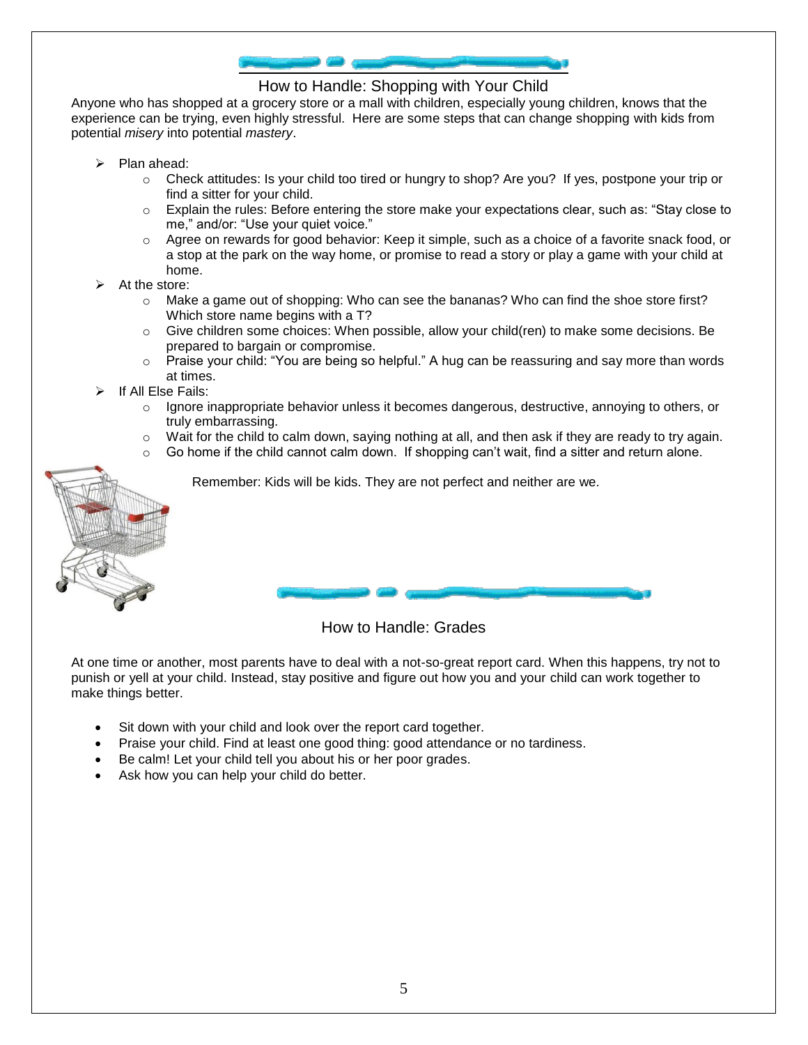## How to Handle: Shopping with Your Child

Anyone who has shopped at a grocery store or a mall with children, especially young children, knows that the experience can be trying, even highly stressful. Here are some steps that can change shopping with kids from potential *misery* into potential *mastery*.

- Plan ahead:
  - Check attitudes: Is your child too tired or hungry to shop? Are you? If yes, postpone your trip or find a sitter for your child.
  - Explain the rules: Before entering the store make your expectations clear, such as: "Stay close to me," and/or: "Use your quiet voice."
  - Agree on rewards for good behavior: Keep it simple, such as a choice of a favorite snack food, or a stop at the park on the way home, or promise to read a story or play a game with your child at home.
- At the store:
  - Make a game out of shopping: Who can see the bananas? Who can find the shoe store first? Which store name begins with a T?
  - Give children some choices: When possible, allow your child(ren) to make some decisions. Be prepared to bargain or compromise.
  - Praise your child: "You are being so helpful." A hug can be reassuring and say more than words at times.
- If All Else Fails:
  - Ignore inappropriate behavior unless it becomes dangerous, destructive, annoying to others, or truly embarrassing.
  - Wait for the child to calm down, saying nothing at all, and then ask if they are ready to try again.
  - Go home if the child cannot calm down. If shopping can't wait, find a sitter and return alone.

Remember: Kids will be kids. They are not perfect and neither are we.

## How to Handle: Grades

At one time or another, most parents have to deal with a not-so-great report card. When this happens, try not to punish or yell at your child. Instead, stay positive and figure out how you and your child can work together to make things better.

- Sit down with your child and look over the report card together.
- Praise your child. Find at least one good thing: good attendance or no tardiness.
- Be calm! Let your child tell you about his or her poor grades.
- Ask how you can help your child do better.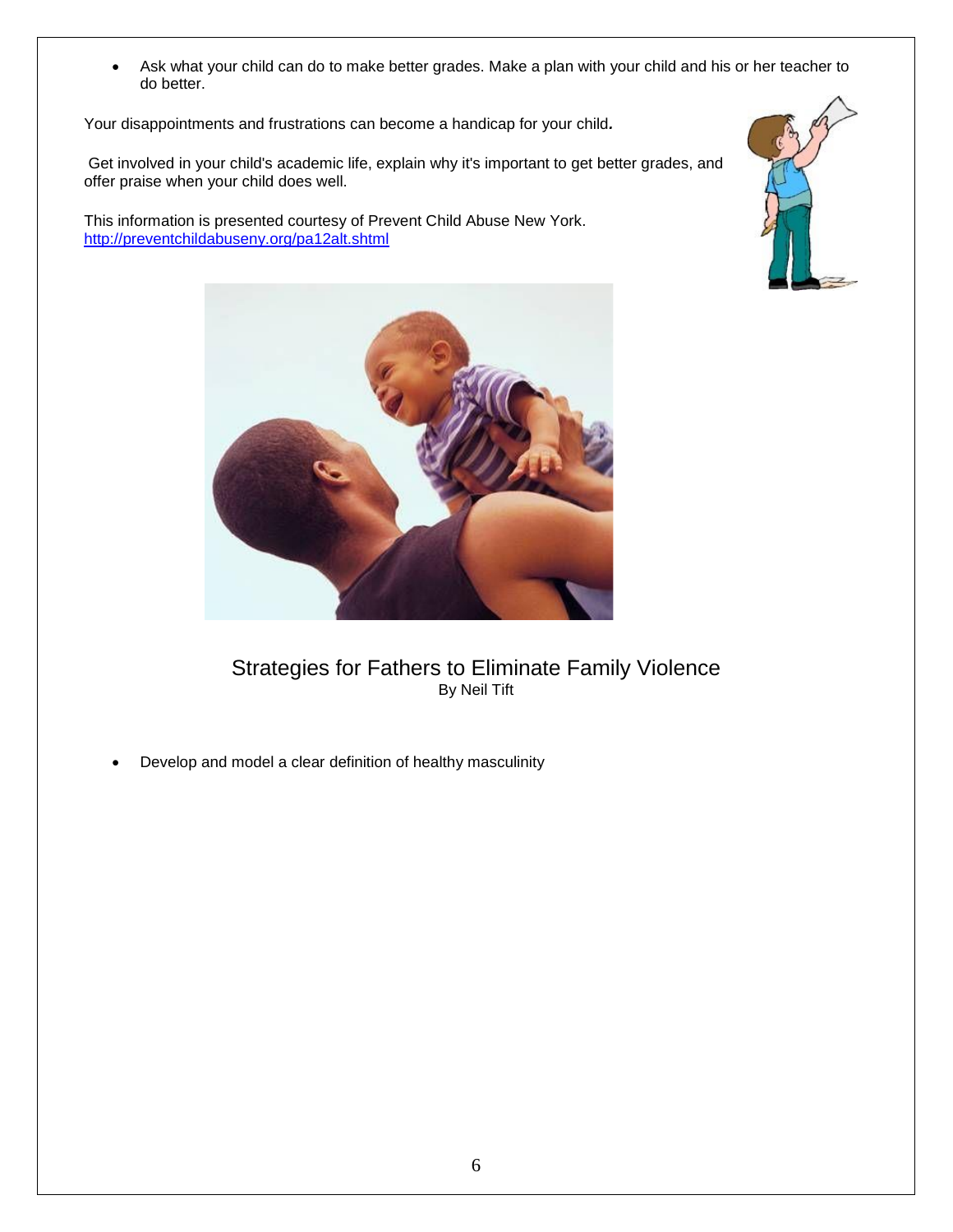- Ask what your child can do to make better grades. Make a plan with your child and his or her teacher to do better.

Your disappointments and frustrations can become a handicap for your child***.***

Get involved in your child's academic life, explain why it's important to get better grades, and offer praise when your child does well.

This information is presented courtesy of Prevent Child Abuse New York.
http://preventchildabuseny.org/pa12alt.shtml

## Strategies for Fathers to Eliminate Family Violence

By Neil Tift

- Develop and model a clear definition of healthy masculinity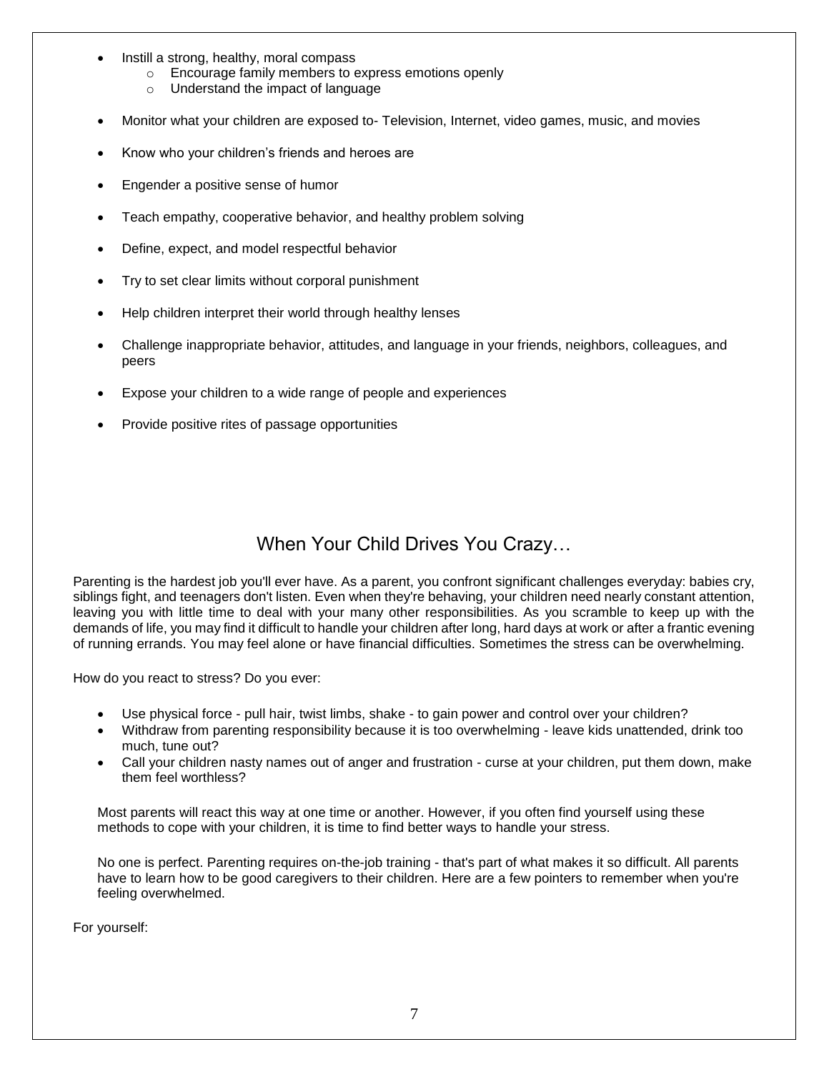- Instill a strong, healthy, moral compass
  - Encourage family members to express emotions openly
  - Understand the impact of language
- Monitor what your children are exposed to- Television, Internet, video games, music, and movies
- Know who your children's friends and heroes are
- Engender a positive sense of humor
- Teach empathy, cooperative behavior, and healthy problem solving
- Define, expect, and model respectful behavior
- Try to set clear limits without corporal punishment
- Help children interpret their world through healthy lenses
- Challenge inappropriate behavior, attitudes, and language in your friends, neighbors, colleagues, and peers
- Expose your children to a wide range of people and experiences
- Provide positive rites of passage opportunities

## When Your Child Drives You Crazy…

Parenting is the hardest job you'll ever have. As a parent, you confront significant challenges everyday: babies cry, siblings fight, and teenagers don't listen. Even when they're behaving, your children need nearly constant attention, leaving you with little time to deal with your many other responsibilities. As you scramble to keep up with the demands of life, you may find it difficult to handle your children after long, hard days at work or after a frantic evening of running errands. You may feel alone or have financial difficulties. Sometimes the stress can be overwhelming.

How do you react to stress? Do you ever:

- Use physical force - pull hair, twist limbs, shake - to gain power and control over your children?
- Withdraw from parenting responsibility because it is too overwhelming - leave kids unattended, drink too much, tune out?
- Call your children nasty names out of anger and frustration - curse at your children, put them down, make them feel worthless?

Most parents will react this way at one time or another. However, if you often find yourself using these methods to cope with your children, it is time to find better ways to handle your stress.

No one is perfect. Parenting requires on-the-job training - that's part of what makes it so difficult. All parents have to learn how to be good caregivers to their children. Here are a few pointers to remember when you're feeling overwhelmed.

For yourself: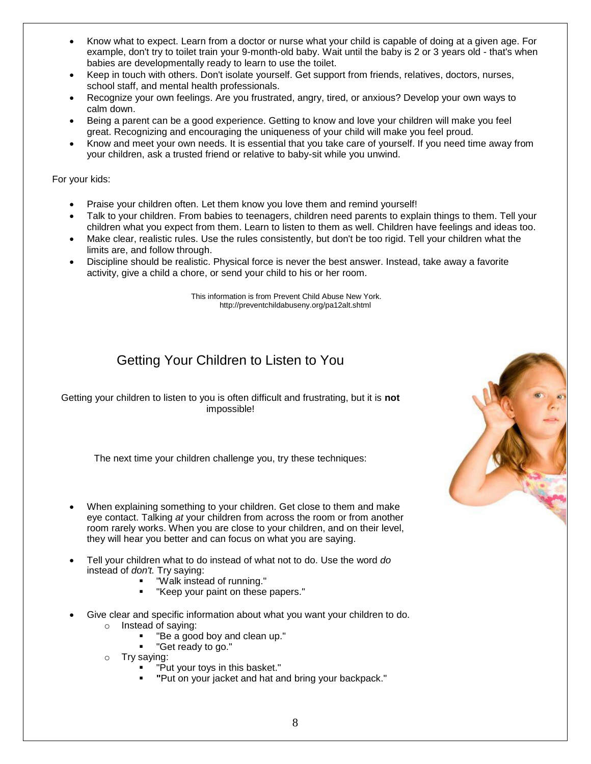- Know what to expect. Learn from a doctor or nurse what your child is capable of doing at a given age. For example, don't try to toilet train your 9-month-old baby. Wait until the baby is 2 or 3 years old - that's when babies are developmentally ready to learn to use the toilet.
- Keep in touch with others. Don't isolate yourself. Get support from friends, relatives, doctors, nurses, school staff, and mental health professionals.
- Recognize your own feelings. Are you frustrated, angry, tired, or anxious? Develop your own ways to calm down.
- Being a parent can be a good experience. Getting to know and love your children will make you feel great. Recognizing and encouraging the uniqueness of your child will make you feel proud.
- Know and meet your own needs. It is essential that you take care of yourself. If you need time away from your children, ask a trusted friend or relative to baby-sit while you unwind.

For your kids:

- Praise your children often. Let them know you love them and remind yourself!
- Talk to your children. From babies to teenagers, children need parents to explain things to them. Tell your children what you expect from them. Learn to listen to them as well. Children have feelings and ideas too.
- Make clear, realistic rules. Use the rules consistently, but don't be too rigid. Tell your children what the limits are, and follow through.
- Discipline should be realistic. Physical force is never the best answer. Instead, take away a favorite activity, give a child a chore, or send your child to his or her room.

This information is from Prevent Child Abuse New York.
http://preventchildabuseny.org/pa12alt.shtml

## Getting Your Children to Listen to You

Getting your children to listen to you is often difficult and frustrating, but it is **not** impossible!

The next time your children challenge you, try these techniques:

- When explaining something to your children. Get close to them and make eye contact. Talking *at* your children from across the room or from another room rarely works. When you are close to your children, and on their level, they will hear you better and can focus on what you are saying.

- Tell your children what to do instead of what not to do. Use the word *do* instead of *don't.* Try saying:
    - "Walk instead of running."
    - "Keep your paint on these papers."

- Give clear and specific information about what you want your children to do.
    - Instead of saying:
        - "Be a good boy and clean up."
        - "Get ready to go."
    - Try saying:
        - "Put your toys in this basket."
        - "Put on your jacket and hat and bring your backpack."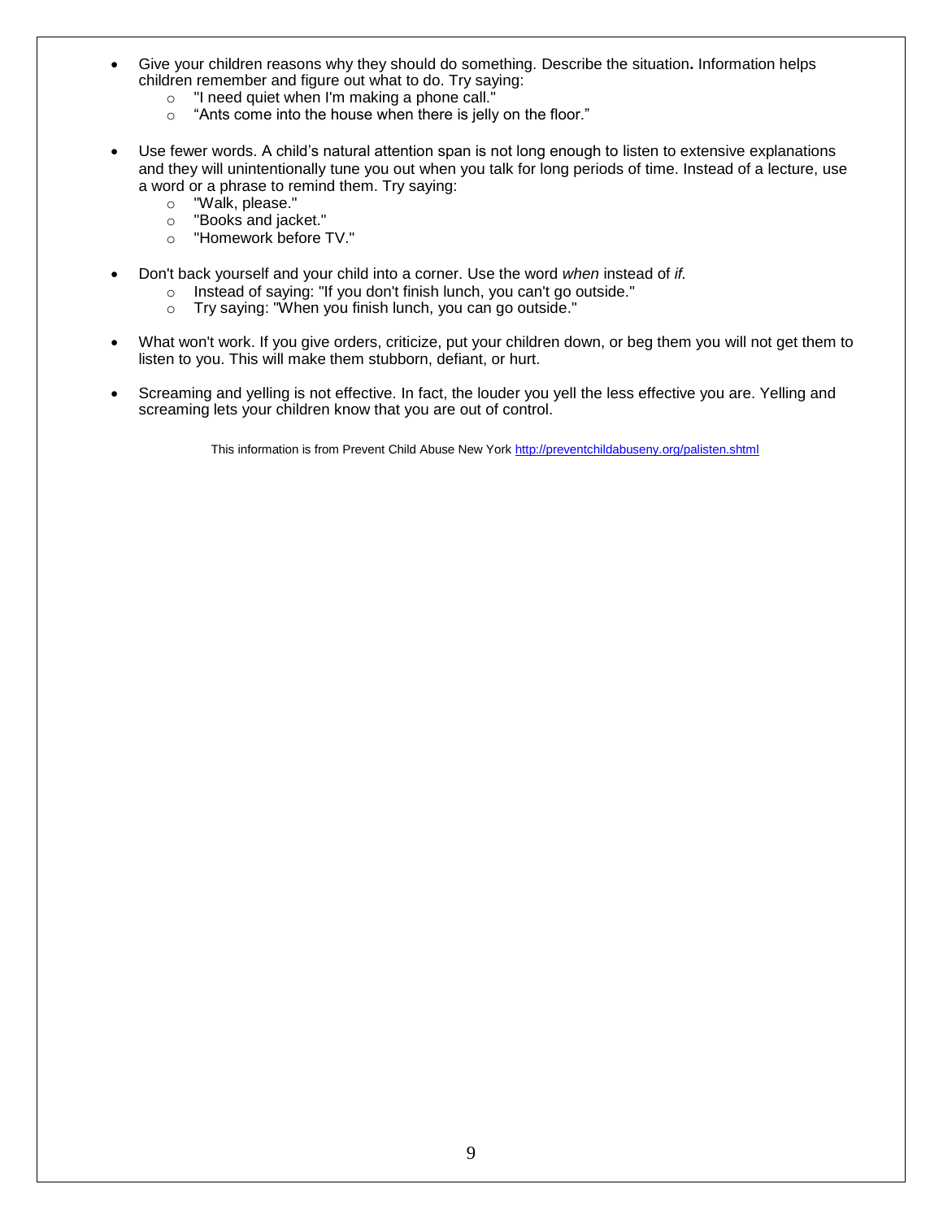- Give your children reasons why they should do something. Describe the situation**.** Information helps children remember and figure out what to do. Try saying:
  - "I need quiet when I'm making a phone call."
  - "Ants come into the house when there is jelly on the floor."

- Use fewer words. A child's natural attention span is not long enough to listen to extensive explanations and they will unintentionally tune you out when you talk for long periods of time. Instead of a lecture, use a word or a phrase to remind them. Try saying:
  - "Walk, please."
  - "Books and jacket."
  - "Homework before TV."

- Don't back yourself and your child into a corner. Use the word *when* instead of *if.*
  - Instead of saying: "If you don't finish lunch, you can't go outside."
  - Try saying: "When you finish lunch, you can go outside."

- What won't work. If you give orders, criticize, put your children down, or beg them you will not get them to listen to you. This will make them stubborn, defiant, or hurt.

- Screaming and yelling is not effective. In fact, the louder you yell the less effective you are. Yelling and screaming lets your children know that you are out of control.

This information is from Prevent Child Abuse New York http://preventchildabuseny.org/palisten.shtml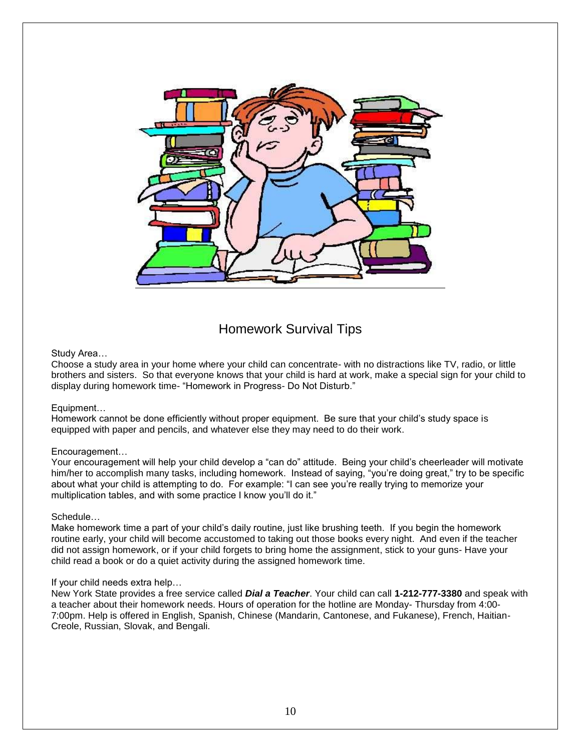# Homework Survival Tips

Study Area…

Choose a study area in your home where your child can concentrate- with no distractions like TV, radio, or little brothers and sisters. So that everyone knows that your child is hard at work, make a special sign for your child to display during homework time- "Homework in Progress- Do Not Disturb."

Equipment…

Homework cannot be done efficiently without proper equipment. Be sure that your child's study space is equipped with paper and pencils, and whatever else they may need to do their work.

Encouragement…

Your encouragement will help your child develop a "can do" attitude. Being your child's cheerleader will motivate him/her to accomplish many tasks, including homework. Instead of saying, "you're doing great," try to be specific about what your child is attempting to do. For example: "I can see you're really trying to memorize your multiplication tables, and with some practice I know you'll do it."

Schedule…

Make homework time a part of your child's daily routine, just like brushing teeth. If you begin the homework routine early, your child will become accustomed to taking out those books every night. And even if the teacher did not assign homework, or if your child forgets to bring home the assignment, stick to your guns- Have your child read a book or do a quiet activity during the assigned homework time.

If your child needs extra help…

New York State provides a free service called ***Dial a Teacher***. Your child can call **1-212-777-3380** and speak with a teacher about their homework needs. Hours of operation for the hotline are Monday- Thursday from 4:00-7:00pm. Help is offered in English, Spanish, Chinese (Mandarin, Cantonese, and Fukanese), French, Haitian-Creole, Russian, Slovak, and Bengali.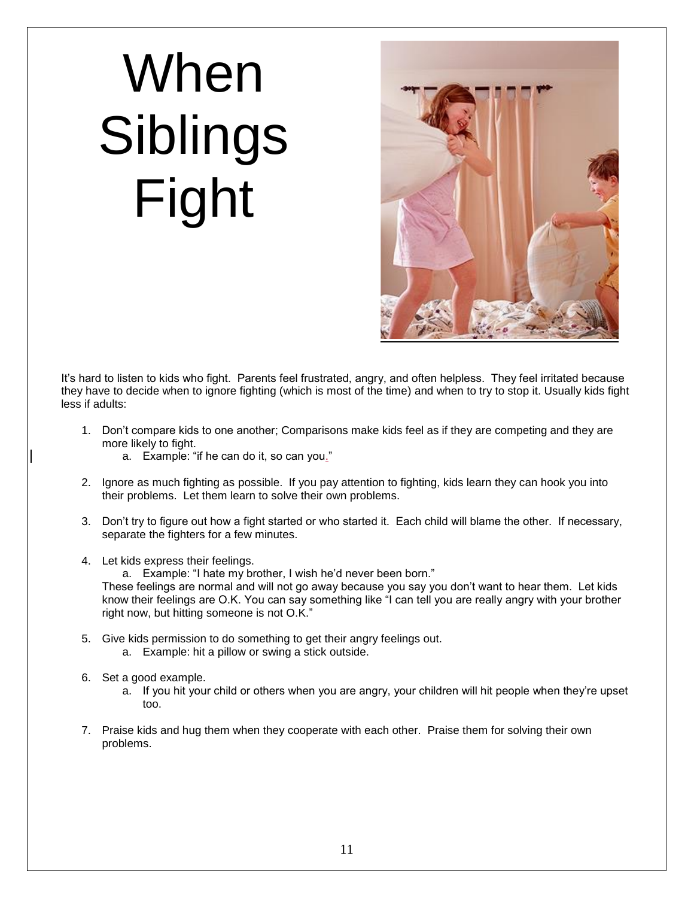# When Siblings Fight

It's hard to listen to kids who fight. Parents feel frustrated, angry, and often helpless. They feel irritated because they have to decide when to ignore fighting (which is most of the time) and when to try to stop it. Usually kids fight less if adults:

1. Don't compare kids to one another; Comparisons make kids feel as if they are competing and they are more likely to fight.
    a. Example: "if he can do it, so can you."
2. Ignore as much fighting as possible. If you pay attention to fighting, kids learn they can hook you into their problems. Let them learn to solve their own problems.
3. Don't try to figure out how a fight started or who started it. Each child will blame the other. If necessary, separate the fighters for a few minutes.
4. Let kids express their feelings.
    a. Example: "I hate my brother, I wish he'd never been born."

    These feelings are normal and will not go away because you say you don't want to hear them. Let kids know their feelings are O.K. You can say something like "I can tell you are really angry with your brother right now, but hitting someone is not O.K."
5. Give kids permission to do something to get their angry feelings out.
    a. Example: hit a pillow or swing a stick outside.
6. Set a good example.
    a. If you hit your child or others when you are angry, your children will hit people when they're upset too.
7. Praise kids and hug them when they cooperate with each other. Praise them for solving their own problems.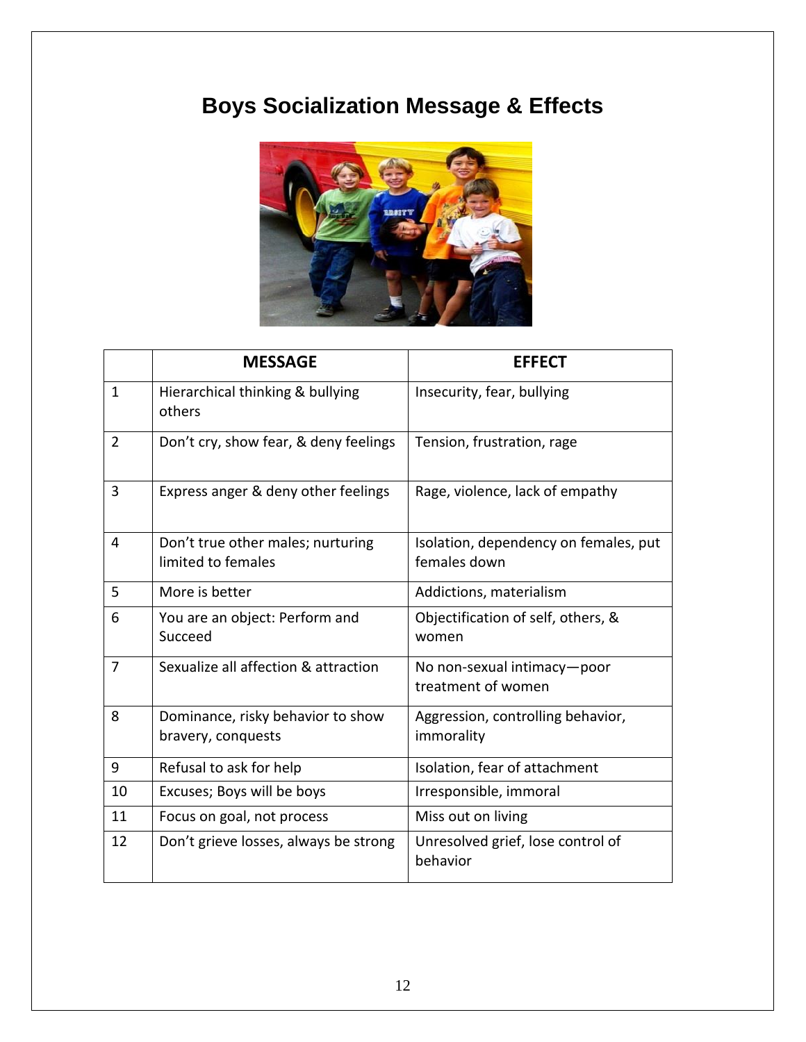# Boys Socialization Message & Effects

| | MESSAGE | EFFECT |
|---|---|---|
| 1 | Hierarchical thinking & bullying others | Insecurity, fear, bullying |
| 2 | Don't cry, show fear, & deny feelings | Tension, frustration, rage |
| 3 | Express anger & deny other feelings | Rage, violence, lack of empathy |
| 4 | Don't true other males; nurturing limited to females | Isolation, dependency on females, put females down |
| 5 | More is better | Addictions, materialism |
| 6 | You are an object: Perform and Succeed | Objectification of self, others, & women |
| 7 | Sexualize all affection & attraction | No non-sexual intimacy—poor treatment of women |
| 8 | Dominance, risky behavior to show bravery, conquests | Aggression, controlling behavior, immorality |
| 9 | Refusal to ask for help | Isolation, fear of attachment |
| 10 | Excuses; Boys will be boys | Irresponsible, immoral |
| 11 | Focus on goal, not process | Miss out on living |
| 12 | Don't grieve losses, always be strong | Unresolved grief, lose control of behavior |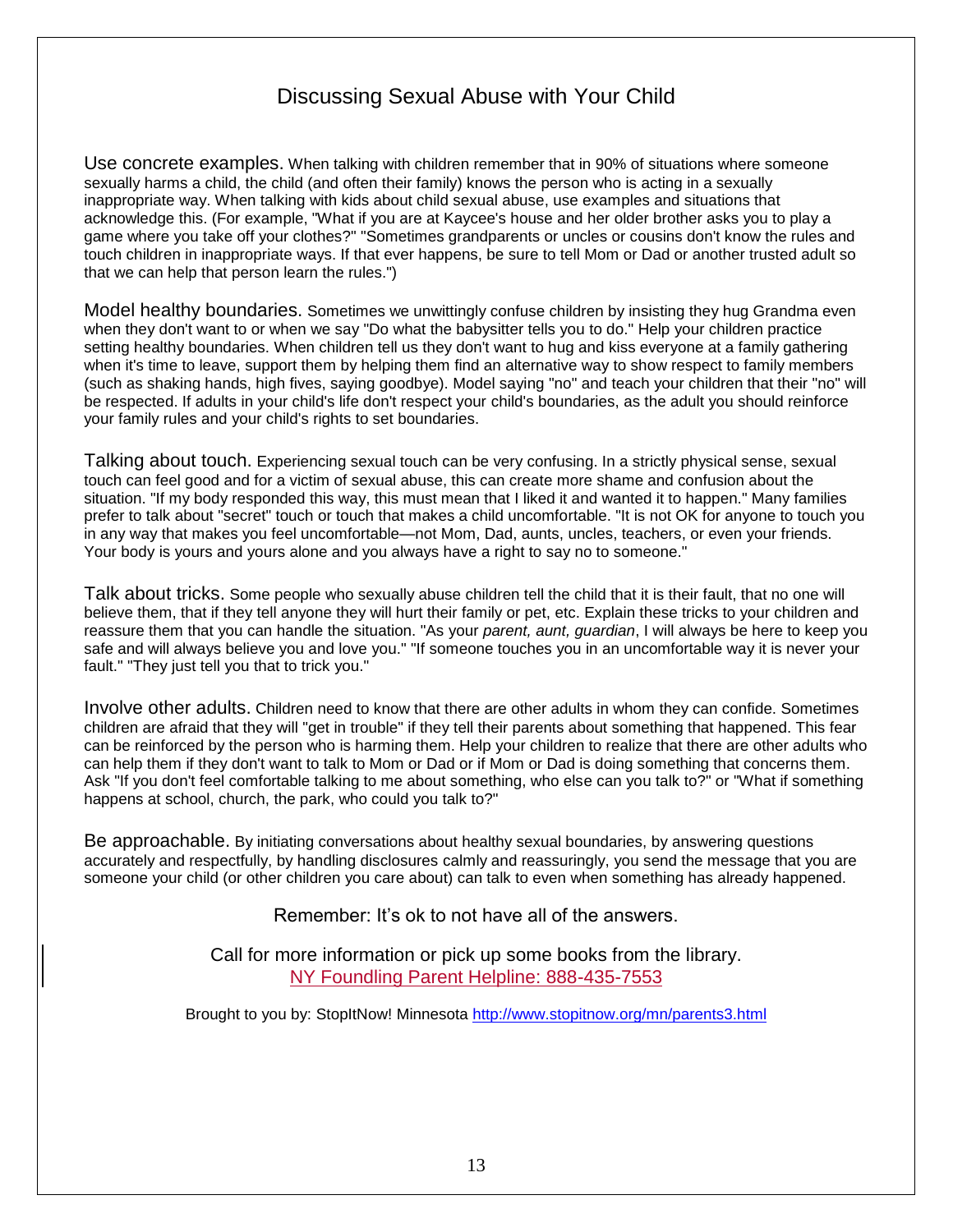# Discussing Sexual Abuse with Your Child

Use concrete examples. When talking with children remember that in 90% of situations where someone sexually harms a child, the child (and often their family) knows the person who is acting in a sexually inappropriate way. When talking with kids about child sexual abuse, use examples and situations that acknowledge this. (For example, "What if you are at Kaycee's house and her older brother asks you to play a game where you take off your clothes?" "Sometimes grandparents or uncles or cousins don't know the rules and touch children in inappropriate ways. If that ever happens, be sure to tell Mom or Dad or another trusted adult so that we can help that person learn the rules.")

Model healthy boundaries. Sometimes we unwittingly confuse children by insisting they hug Grandma even when they don't want to or when we say "Do what the babysitter tells you to do." Help your children practice setting healthy boundaries. When children tell us they don't want to hug and kiss everyone at a family gathering when it's time to leave, support them by helping them find an alternative way to show respect to family members (such as shaking hands, high fives, saying goodbye). Model saying "no" and teach your children that their "no" will be respected. If adults in your child's life don't respect your child's boundaries, as the adult you should reinforce your family rules and your child's rights to set boundaries.

Talking about touch. Experiencing sexual touch can be very confusing. In a strictly physical sense, sexual touch can feel good and for a victim of sexual abuse, this can create more shame and confusion about the situation. "If my body responded this way, this must mean that I liked it and wanted it to happen." Many families prefer to talk about "secret" touch or touch that makes a child uncomfortable. "It is not OK for anyone to touch you in any way that makes you feel uncomfortable—not Mom, Dad, aunts, uncles, teachers, or even your friends. Your body is yours and yours alone and you always have a right to say no to someone."

Talk about tricks. Some people who sexually abuse children tell the child that it is their fault, that no one will believe them, that if they tell anyone they will hurt their family or pet, etc. Explain these tricks to your children and reassure them that you can handle the situation. "As your *parent, aunt, guardian*, I will always be here to keep you safe and will always believe you and love you." "If someone touches you in an uncomfortable way it is never your fault." "They just tell you that to trick you."

Involve other adults. Children need to know that there are other adults in whom they can confide. Sometimes children are afraid that they will "get in trouble" if they tell their parents about something that happened. This fear can be reinforced by the person who is harming them. Help your children to realize that there are other adults who can help them if they don't want to talk to Mom or Dad or if Mom or Dad is doing something that concerns them. Ask "If you don't feel comfortable talking to me about something, who else can you talk to?" or "What if something happens at school, church, the park, who could you talk to?"

Be approachable. By initiating conversations about healthy sexual boundaries, by answering questions accurately and respectfully, by handling disclosures calmly and reassuringly, you send the message that you are someone your child (or other children you care about) can talk to even when something has already happened.

Remember: It's ok to not have all of the answers.

Call for more information or pick up some books from the library.
NY Foundling Parent Helpline: 888-435-7553

Brought to you by: StopItNow! Minnesota http://www.stopitnow.org/mn/parents3.html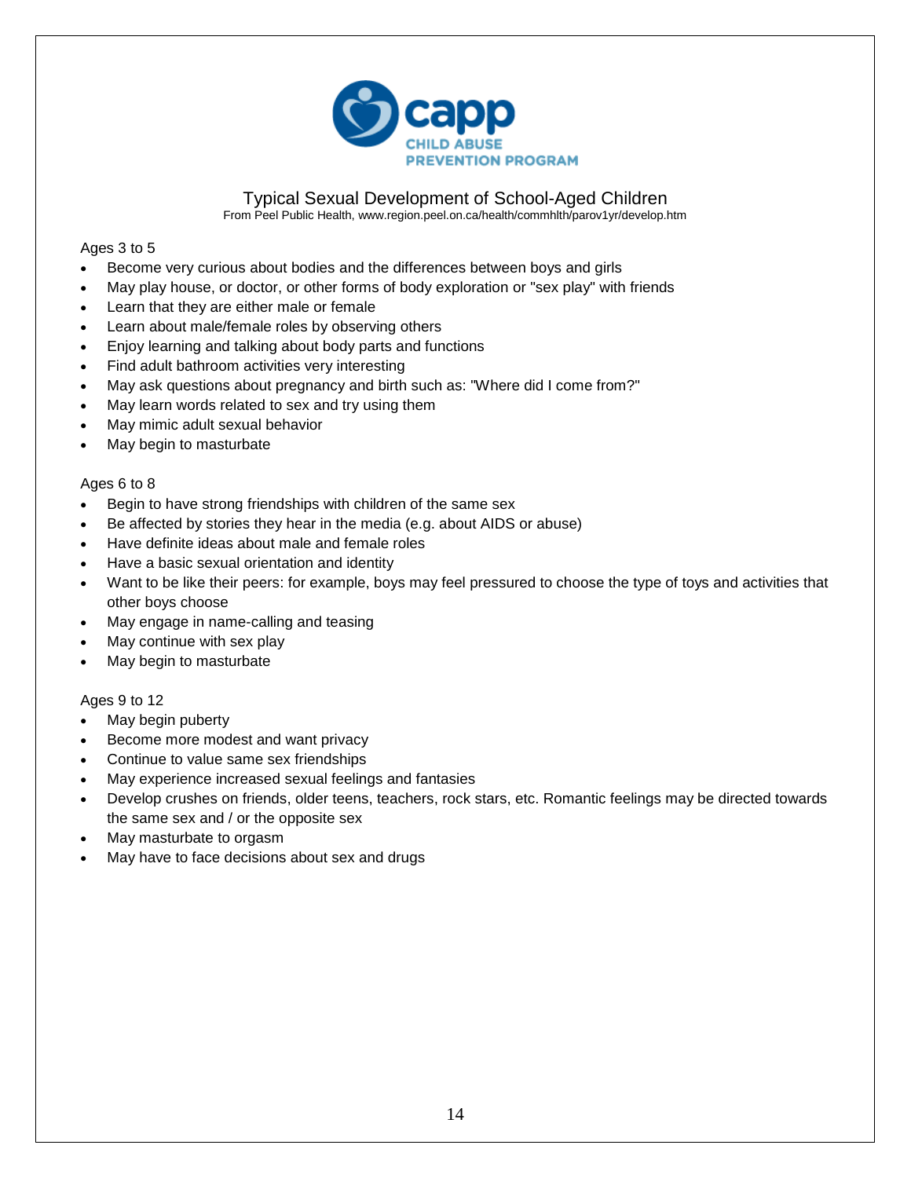capp
CHILD ABUSE PREVENTION PROGRAM

# Typical Sexual Development of School-Aged Children

From Peel Public Health, www.region.peel.on.ca/health/commhlth/parov1yr/develop.htm

## Ages 3 to 5

- Become very curious about bodies and the differences between boys and girls
- May play house, or doctor, or other forms of body exploration or "sex play" with friends
- Learn that they are either male or female
- Learn about male/female roles by observing others
- Enjoy learning and talking about body parts and functions
- Find adult bathroom activities very interesting
- May ask questions about pregnancy and birth such as: "Where did I come from?"
- May learn words related to sex and try using them
- May mimic adult sexual behavior
- May begin to masturbate

## Ages 6 to 8

- Begin to have strong friendships with children of the same sex
- Be affected by stories they hear in the media (e.g. about AIDS or abuse)
- Have definite ideas about male and female roles
- Have a basic sexual orientation and identity
- Want to be like their peers: for example, boys may feel pressured to choose the type of toys and activities that other boys choose
- May engage in name-calling and teasing
- May continue with sex play
- May begin to masturbate

## Ages 9 to 12

- May begin puberty
- Become more modest and want privacy
- Continue to value same sex friendships
- May experience increased sexual feelings and fantasies
- Develop crushes on friends, older teens, teachers, rock stars, etc. Romantic feelings may be directed towards the same sex and / or the opposite sex
- May masturbate to orgasm
- May have to face decisions about sex and drugs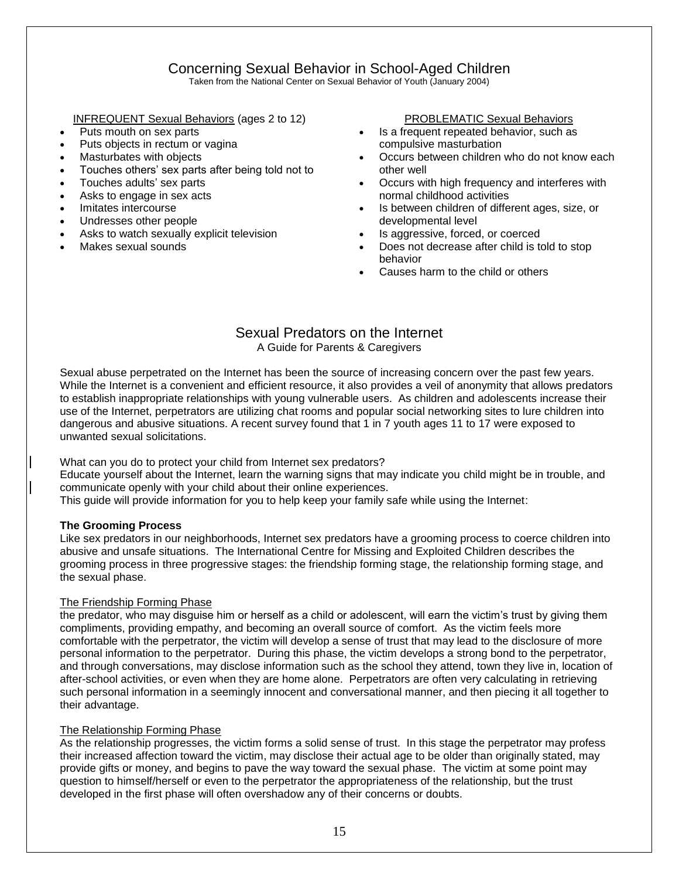# Concerning Sexual Behavior in School-Aged Children

Taken from the National Center on Sexual Behavior of Youth (January 2004)

INFREQUENT Sexual Behaviors (ages 2 to 12)

- Puts mouth on sex parts
- Puts objects in rectum or vagina
- Masturbates with objects
- Touches others' sex parts after being told not to
- Touches adults' sex parts
- Asks to engage in sex acts
- Imitates intercourse
- Undresses other people
- Asks to watch sexually explicit television
- Makes sexual sounds

PROBLEMATIC Sexual Behaviors

- Is a frequent repeated behavior, such as compulsive masturbation
- Occurs between children who do not know each other well
- Occurs with high frequency and interferes with normal childhood activities
- Is between children of different ages, size, or developmental level
- Is aggressive, forced, or coerced
- Does not decrease after child is told to stop behavior
- Causes harm to the child or others

# Sexual Predators on the Internet

A Guide for Parents & Caregivers

Sexual abuse perpetrated on the Internet has been the source of increasing concern over the past few years. While the Internet is a convenient and efficient resource, it also provides a veil of anonymity that allows predators to establish inappropriate relationships with young vulnerable users. As children and adolescents increase their use of the Internet, perpetrators are utilizing chat rooms and popular social networking sites to lure children into dangerous and abusive situations. A recent survey found that 1 in 7 youth ages 11 to 17 were exposed to unwanted sexual solicitations.

What can you do to protect your child from Internet sex predators?
Educate yourself about the Internet, learn the warning signs that may indicate you child might be in trouble, and communicate openly with your child about their online experiences.
This guide will provide information for you to help keep your family safe while using the Internet:

**The Grooming Process**

Like sex predators in our neighborhoods, Internet sex predators have a grooming process to coerce children into abusive and unsafe situations. The International Centre for Missing and Exploited Children describes the grooming process in three progressive stages: the friendship forming stage, the relationship forming stage, and the sexual phase.

The Friendship Forming Phase

the predator, who may disguise him or herself as a child or adolescent, will earn the victim's trust by giving them compliments, providing empathy, and becoming an overall source of comfort. As the victim feels more comfortable with the perpetrator, the victim will develop a sense of trust that may lead to the disclosure of more personal information to the perpetrator. During this phase, the victim develops a strong bond to the perpetrator, and through conversations, may disclose information such as the school they attend, town they live in, location of after-school activities, or even when they are home alone. Perpetrators are often very calculating in retrieving such personal information in a seemingly innocent and conversational manner, and then piecing it all together to their advantage.

The Relationship Forming Phase

As the relationship progresses, the victim forms a solid sense of trust. In this stage the perpetrator may profess their increased affection toward the victim, may disclose their actual age to be older than originally stated, may provide gifts or money, and begins to pave the way toward the sexual phase. The victim at some point may question to himself/herself or even to the perpetrator the appropriateness of the relationship, but the trust developed in the first phase will often overshadow any of their concerns or doubts.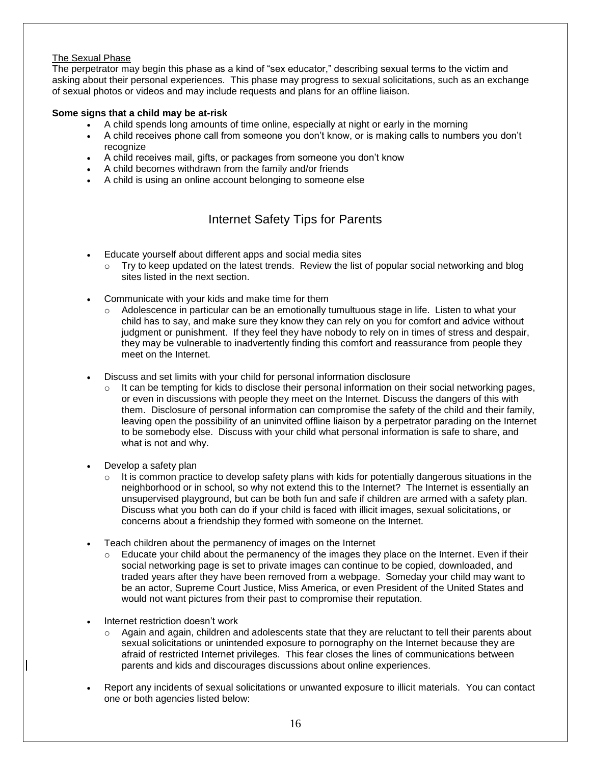The Sexual Phase

The perpetrator may begin this phase as a kind of "sex educator," describing sexual terms to the victim and asking about their personal experiences. This phase may progress to sexual solicitations, such as an exchange of sexual photos or videos and may include requests and plans for an offline liaison.

**Some signs that a child may be at-risk**

- A child spends long amounts of time online, especially at night or early in the morning
- A child receives phone call from someone you don't know, or is making calls to numbers you don't recognize
- A child receives mail, gifts, or packages from someone you don't know
- A child becomes withdrawn from the family and/or friends
- A child is using an online account belonging to someone else

## Internet Safety Tips for Parents

- Educate yourself about different apps and social media sites
  - Try to keep updated on the latest trends. Review the list of popular social networking and blog sites listed in the next section.
- Communicate with your kids and make time for them
  - Adolescence in particular can be an emotionally tumultuous stage in life. Listen to what your child has to say, and make sure they know they can rely on you for comfort and advice without judgment or punishment. If they feel they have nobody to rely on in times of stress and despair, they may be vulnerable to inadvertently finding this comfort and reassurance from people they meet on the Internet.
- Discuss and set limits with your child for personal information disclosure
  - It can be tempting for kids to disclose their personal information on their social networking pages, or even in discussions with people they meet on the Internet. Discuss the dangers of this with them. Disclosure of personal information can compromise the safety of the child and their family, leaving open the possibility of an uninvited offline liaison by a perpetrator parading on the Internet to be somebody else. Discuss with your child what personal information is safe to share, and what is not and why.
- Develop a safety plan
  - It is common practice to develop safety plans with kids for potentially dangerous situations in the neighborhood or in school, so why not extend this to the Internet? The Internet is essentially an unsupervised playground, but can be both fun and safe if children are armed with a safety plan. Discuss what you both can do if your child is faced with illicit images, sexual solicitations, or concerns about a friendship they formed with someone on the Internet.
- Teach children about the permanency of images on the Internet
  - Educate your child about the permanency of the images they place on the Internet. Even if their social networking page is set to private images can continue to be copied, downloaded, and traded years after they have been removed from a webpage. Someday your child may want to be an actor, Supreme Court Justice, Miss America, or even President of the United States and would not want pictures from their past to compromise their reputation.
- Internet restriction doesn't work
  - Again and again, children and adolescents state that they are reluctant to tell their parents about sexual solicitations or unintended exposure to pornography on the Internet because they are afraid of restricted Internet privileges. This fear closes the lines of communications between parents and kids and discourages discussions about online experiences.
- Report any incidents of sexual solicitations or unwanted exposure to illicit materials. You can contact one or both agencies listed below: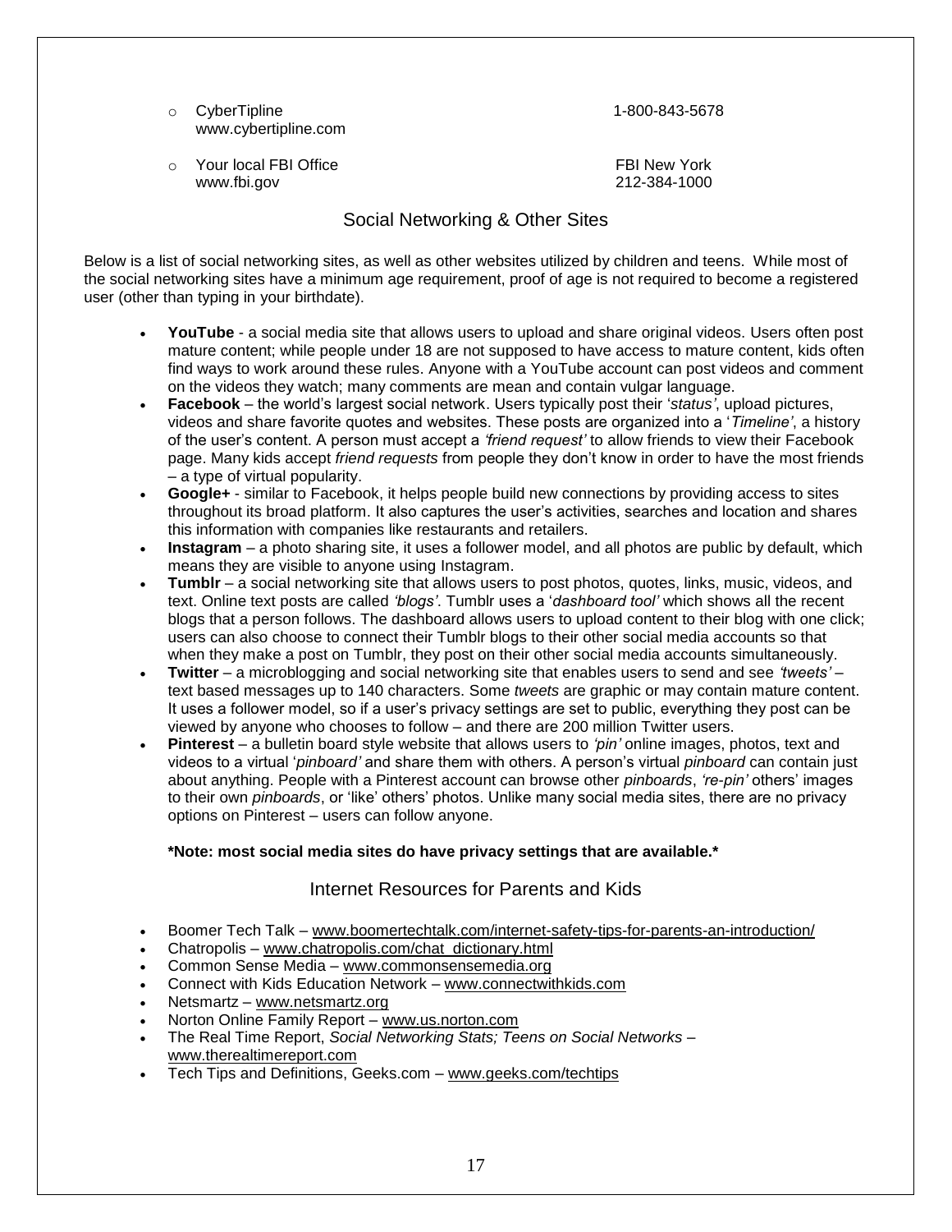- CyberTipline 1-800-843-5678
  www.cybertipline.com
- Your local FBI Office FBI New York
  www.fbi.gov 212-384-1000

## Social Networking & Other Sites

Below is a list of social networking sites, as well as other websites utilized by children and teens. While most of the social networking sites have a minimum age requirement, proof of age is not required to become a registered user (other than typing in your birthdate).

- **YouTube** - a social media site that allows users to upload and share original videos. Users often post mature content; while people under 18 are not supposed to have access to mature content, kids often find ways to work around these rules. Anyone with a YouTube account can post videos and comment on the videos they watch; many comments are mean and contain vulgar language.
- **Facebook** – the world's largest social network. Users typically post their '*status'*, upload pictures, videos and share favorite quotes and websites. These posts are organized into a '*Timeline'*, a history of the user's content. A person must accept a *'friend request'* to allow friends to view their Facebook page. Many kids accept *friend requests* from people they don't know in order to have the most friends – a type of virtual popularity.
- **Google+** - similar to Facebook, it helps people build new connections by providing access to sites throughout its broad platform. It also captures the user's activities, searches and location and shares this information with companies like restaurants and retailers.
- **Instagram** – a photo sharing site, it uses a follower model, and all photos are public by default, which means they are visible to anyone using Instagram.
- **Tumblr** – a social networking site that allows users to post photos, quotes, links, music, videos, and text. Online text posts are called *'blogs'*. Tumblr uses a '*dashboard tool'* which shows all the recent blogs that a person follows. The dashboard allows users to upload content to their blog with one click; users can also choose to connect their Tumblr blogs to their other social media accounts so that when they make a post on Tumblr, they post on their other social media accounts simultaneously.
- **Twitter** – a microblogging and social networking site that enables users to send and see *'tweets'* – text based messages up to 140 characters. Some *tweets* are graphic or may contain mature content. It uses a follower model, so if a user's privacy settings are set to public, everything they post can be viewed by anyone who chooses to follow – and there are 200 million Twitter users.
- **Pinterest** – a bulletin board style website that allows users to *'pin'* online images, photos, text and videos to a virtual '*pinboard'* and share them with others. A person's virtual *pinboard* can contain just about anything. People with a Pinterest account can browse other *pinboards*, *'re-pin'* others' images to their own *pinboards*, or 'like' others' photos. Unlike many social media sites, there are no privacy options on Pinterest – users can follow anyone.

**\*Note: most social media sites do have privacy settings that are available.\***

## Internet Resources for Parents and Kids

- Boomer Tech Talk – www.boomertechtalk.com/internet-safety-tips-for-parents-an-introduction/
- Chatropolis – www.chatropolis.com/chat_dictionary.html
- Common Sense Media – www.commonsensemedia.org
- Connect with Kids Education Network – www.connectwithkids.com
- Netsmartz – www.netsmartz.org
- Norton Online Family Report – www.us.norton.com
- The Real Time Report, *Social Networking Stats; Teens on Social Networks* – www.therealtimereport.com
- Tech Tips and Definitions, Geeks.com – www.geeks.com/techtips